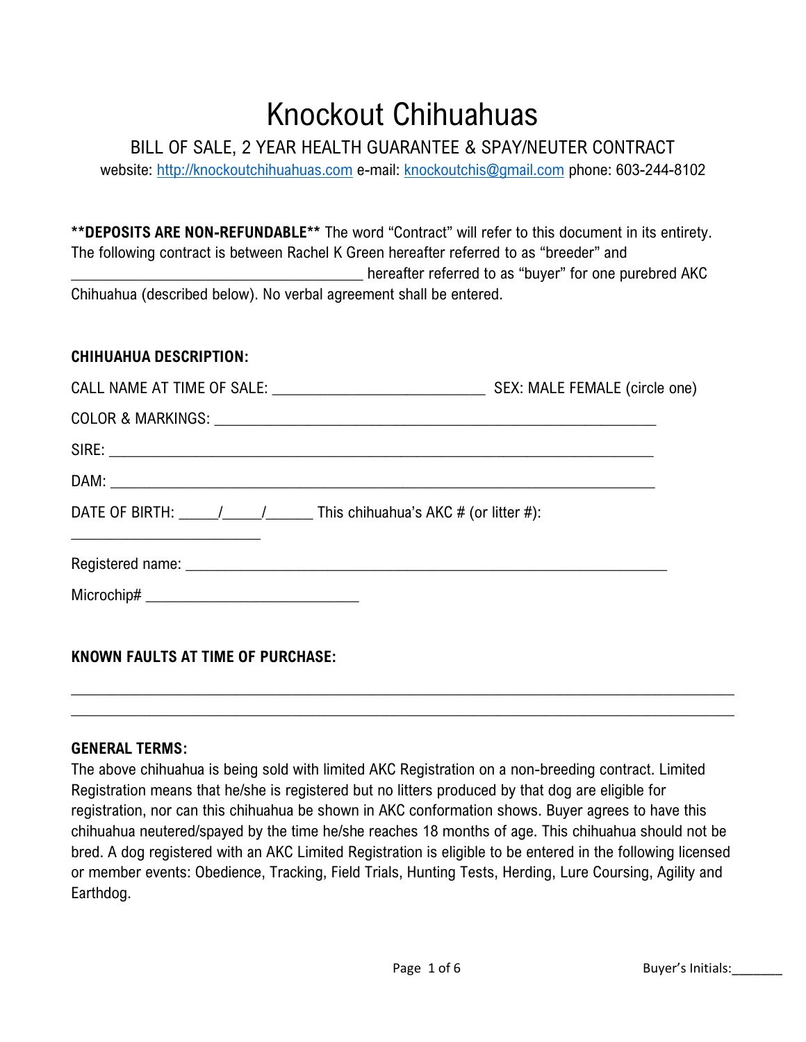# Knockout Chihuahuas

BILL OF SALE, 2 YEAR HEALTH GUARANTEE & SPAY/NEUTER CONTRACT

website: http://knockoutchihuahuas.com e-mail: knockoutchis@gmail.com phone: 603-244-8102

**\*\*DEPOSITS ARE NON-REFUNDABLE\*\*** The word "Contract" will refer to this document in its entirety. The following contract is between Rachel K Green hereafter referred to as "breeder" and ____________________________________ hereafter referred to as "buyer" for one purebred AKC Chihuahua (described below). No verbal agreement shall be entered.

**CHIHUAHUA DESCRIPTION:**

CALL NAME AT TIME OF SALE: ___________________________ SEX: MALE FEMALE (circle one)

COLOR & MARKINGS: _________________________________________________________

SIRE: ______________________________________________________________________

DAM: ______________________________________________________________________

DATE OF BIRTH: _____/_____/______ This chihuahua's AKC # (or litter #): ______________________

Registered name: ______________________________________________________________

Microchip# ___________________________

**KNOWN FAULTS AT TIME OF PURCHASE:**

___________________________________________________________________________________

___________________________________________________________________________________

**GENERAL TERMS:**

The above chihuahua is being sold with limited AKC Registration on a non-breeding contract. Limited Registration means that he/she is registered but no litters produced by that dog are eligible for registration, nor can this chihuahua be shown in AKC conformation shows. Buyer agrees to have this chihuahua neutered/spayed by the time he/she reaches 18 months of age. This chihuahua should not be bred. A dog registered with an AKC Limited Registration is eligible to be entered in the following licensed or member events: Obedience, Tracking, Field Trials, Hunting Tests, Herding, Lure Coursing, Agility and Earthdog.

Buyer's Initials:_______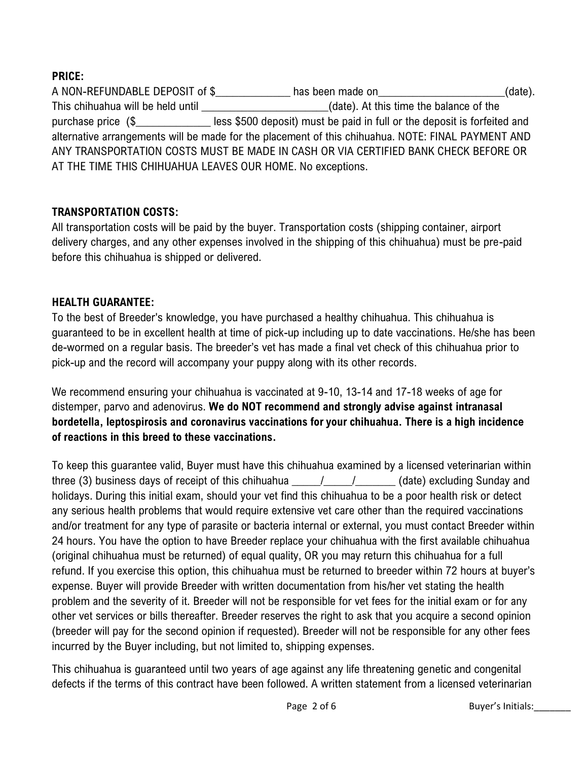**PRICE:**

A NON-REFUNDABLE DEPOSIT of $_____________ has been made on______________________(date). This chihuahua will be held until ______________________(date). At this time the balance of the purchase price ($_____________ less $500 deposit) must be paid in full or the deposit is forfeited and alternative arrangements will be made for the placement of this chihuahua. NOTE: FINAL PAYMENT AND ANY TRANSPORTATION COSTS MUST BE MADE IN CASH OR VIA CERTIFIED BANK CHECK BEFORE OR AT THE TIME THIS CHIHUAHUA LEAVES OUR HOME. No exceptions.

**TRANSPORTATION COSTS:**

All transportation costs will be paid by the buyer. Transportation costs (shipping container, airport delivery charges, and any other expenses involved in the shipping of this chihuahua) must be pre-paid before this chihuahua is shipped or delivered.

**HEALTH GUARANTEE:**

To the best of Breeder's knowledge, you have purchased a healthy chihuahua. This chihuahua is guaranteed to be in excellent health at time of pick-up including up to date vaccinations. He/she has been de-wormed on a regular basis. The breeder's vet has made a final vet check of this chihuahua prior to pick-up and the record will accompany your puppy along with its other records.

We recommend ensuring your chihuahua is vaccinated at 9-10, 13-14 and 17-18 weeks of age for distemper, parvo and adenovirus. **We do NOT recommend and strongly advise against intranasal bordetella, leptospirosis and coronavirus vaccinations for your chihuahua. There is a high incidence of reactions in this breed to these vaccinations.**

To keep this guarantee valid, Buyer must have this chihuahua examined by a licensed veterinarian within three (3) business days of receipt of this chihuahua _____/_____/_______ (date) excluding Sunday and holidays. During this initial exam, should your vet find this chihuahua to be a poor health risk or detect any serious health problems that would require extensive vet care other than the required vaccinations and/or treatment for any type of parasite or bacteria internal or external, you must contact Breeder within 24 hours. You have the option to have Breeder replace your chihuahua with the first available chihuahua (original chihuahua must be returned) of equal quality, OR you may return this chihuahua for a full refund. If you exercise this option, this chihuahua must be returned to breeder within 72 hours at buyer's expense. Buyer will provide Breeder with written documentation from his/her vet stating the health problem and the severity of it. Breeder will not be responsible for vet fees for the initial exam or for any other vet services or bills thereafter. Breeder reserves the right to ask that you acquire a second opinion (breeder will pay for the second opinion if requested). Breeder will not be responsible for any other fees incurred by the Buyer including, but not limited to, shipping expenses.

This chihuahua is guaranteed until two years of age against any life threatening genetic and congenital defects if the terms of this contract have been followed. A written statement from a licensed veterinarian

Buyer's Initials:_______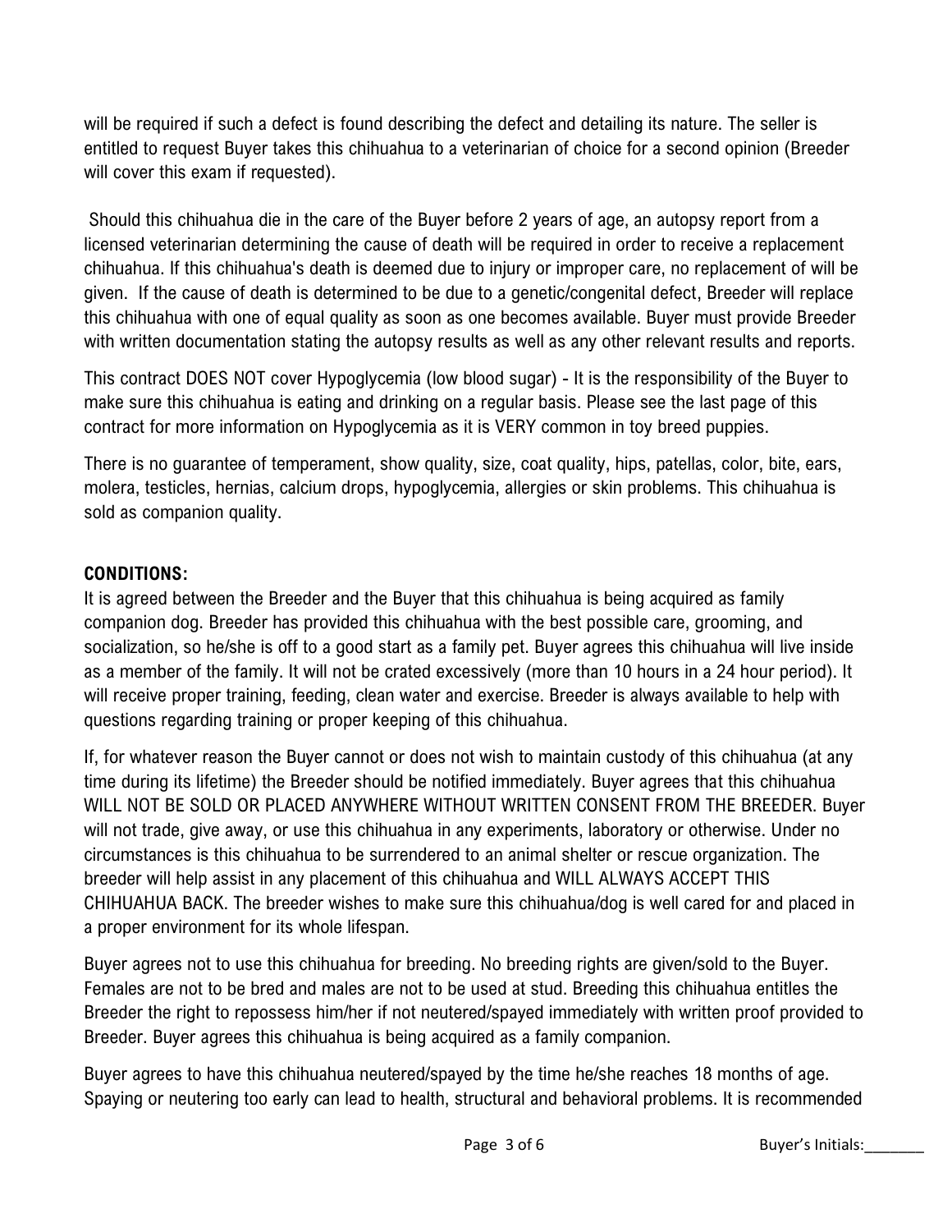will be required if such a defect is found describing the defect and detailing its nature. The seller is entitled to request Buyer takes this chihuahua to a veterinarian of choice for a second opinion (Breeder will cover this exam if requested).

Should this chihuahua die in the care of the Buyer before 2 years of age, an autopsy report from a licensed veterinarian determining the cause of death will be required in order to receive a replacement chihuahua. If this chihuahua's death is deemed due to injury or improper care, no replacement of will be given. If the cause of death is determined to be due to a genetic/congenital defect, Breeder will replace this chihuahua with one of equal quality as soon as one becomes available. Buyer must provide Breeder with written documentation stating the autopsy results as well as any other relevant results and reports.

This contract DOES NOT cover Hypoglycemia (low blood sugar) - It is the responsibility of the Buyer to make sure this chihuahua is eating and drinking on a regular basis. Please see the last page of this contract for more information on Hypoglycemia as it is VERY common in toy breed puppies.

There is no guarantee of temperament, show quality, size, coat quality, hips, patellas, color, bite, ears, molera, testicles, hernias, calcium drops, hypoglycemia, allergies or skin problems. This chihuahua is sold as companion quality.

**CONDITIONS:**

It is agreed between the Breeder and the Buyer that this chihuahua is being acquired as family companion dog. Breeder has provided this chihuahua with the best possible care, grooming, and socialization, so he/she is off to a good start as a family pet. Buyer agrees this chihuahua will live inside as a member of the family. It will not be crated excessively (more than 10 hours in a 24 hour period). It will receive proper training, feeding, clean water and exercise. Breeder is always available to help with questions regarding training or proper keeping of this chihuahua.

If, for whatever reason the Buyer cannot or does not wish to maintain custody of this chihuahua (at any time during its lifetime) the Breeder should be notified immediately. Buyer agrees that this chihuahua WILL NOT BE SOLD OR PLACED ANYWHERE WITHOUT WRITTEN CONSENT FROM THE BREEDER. Buyer will not trade, give away, or use this chihuahua in any experiments, laboratory or otherwise. Under no circumstances is this chihuahua to be surrendered to an animal shelter or rescue organization. The breeder will help assist in any placement of this chihuahua and WILL ALWAYS ACCEPT THIS CHIHUAHUA BACK. The breeder wishes to make sure this chihuahua/dog is well cared for and placed in a proper environment for its whole lifespan.

Buyer agrees not to use this chihuahua for breeding. No breeding rights are given/sold to the Buyer. Females are not to be bred and males are not to be used at stud. Breeding this chihuahua entitles the Breeder the right to repossess him/her if not neutered/spayed immediately with written proof provided to Breeder. Buyer agrees this chihuahua is being acquired as a family companion.

Buyer agrees to have this chihuahua neutered/spayed by the time he/she reaches 18 months of age. Spaying or neutering too early can lead to health, structural and behavioral problems. It is recommended

Buyer's Initials:_______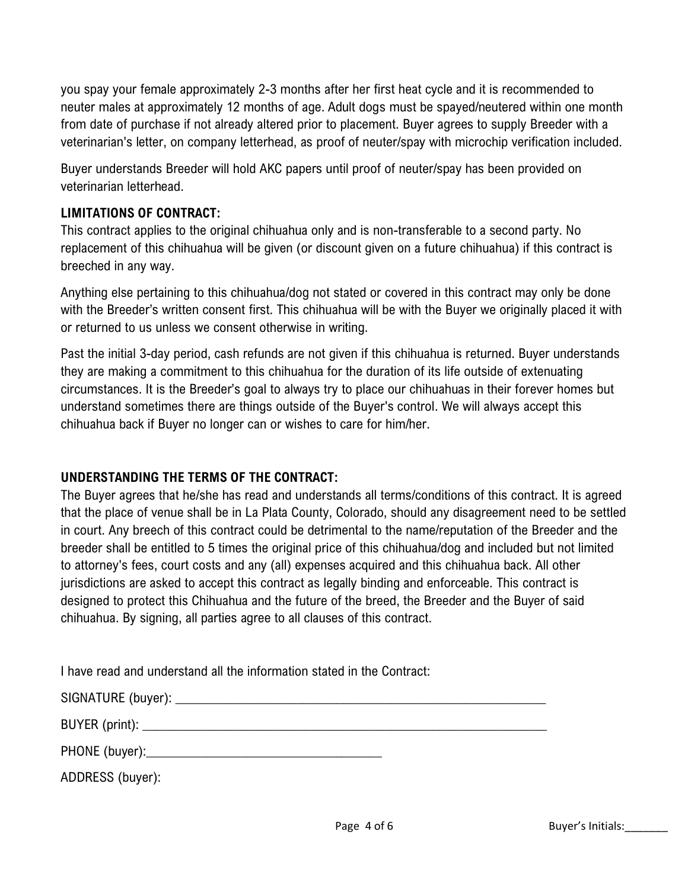you spay your female approximately 2-3 months after her first heat cycle and it is recommended to neuter males at approximately 12 months of age. Adult dogs must be spayed/neutered within one month from date of purchase if not already altered prior to placement. Buyer agrees to supply Breeder with a veterinarian's letter, on company letterhead, as proof of neuter/spay with microchip verification included.

Buyer understands Breeder will hold AKC papers until proof of neuter/spay has been provided on veterinarian letterhead.

**LIMITATIONS OF CONTRACT:**

This contract applies to the original chihuahua only and is non-transferable to a second party. No replacement of this chihuahua will be given (or discount given on a future chihuahua) if this contract is breeched in any way.

Anything else pertaining to this chihuahua/dog not stated or covered in this contract may only be done with the Breeder's written consent first. This chihuahua will be with the Buyer we originally placed it with or returned to us unless we consent otherwise in writing.

Past the initial 3-day period, cash refunds are not given if this chihuahua is returned. Buyer understands they are making a commitment to this chihuahua for the duration of its life outside of extenuating circumstances. It is the Breeder's goal to always try to place our chihuahuas in their forever homes but understand sometimes there are things outside of the Buyer's control. We will always accept this chihuahua back if Buyer no longer can or wishes to care for him/her.

**UNDERSTANDING THE TERMS OF THE CONTRACT:**

The Buyer agrees that he/she has read and understands all terms/conditions of this contract. It is agreed that the place of venue shall be in La Plata County, Colorado, should any disagreement need to be settled in court. Any breech of this contract could be detrimental to the name/reputation of the Breeder and the breeder shall be entitled to 5 times the original price of this chihuahua/dog and included but not limited to attorney's fees, court costs and any (all) expenses acquired and this chihuahua back. All other jurisdictions are asked to accept this contract as legally binding and enforceable. This contract is designed to protect this Chihuahua and the future of the breed, the Breeder and the Buyer of said chihuahua. By signing, all parties agree to all clauses of this contract.

I have read and understand all the information stated in the Contract:

SIGNATURE (buyer): ___________________________________________________________

BUYER (print): _______________________________________________________________

PHONE (buyer):____________________________________

ADDRESS (buyer):

Buyer's Initials:_______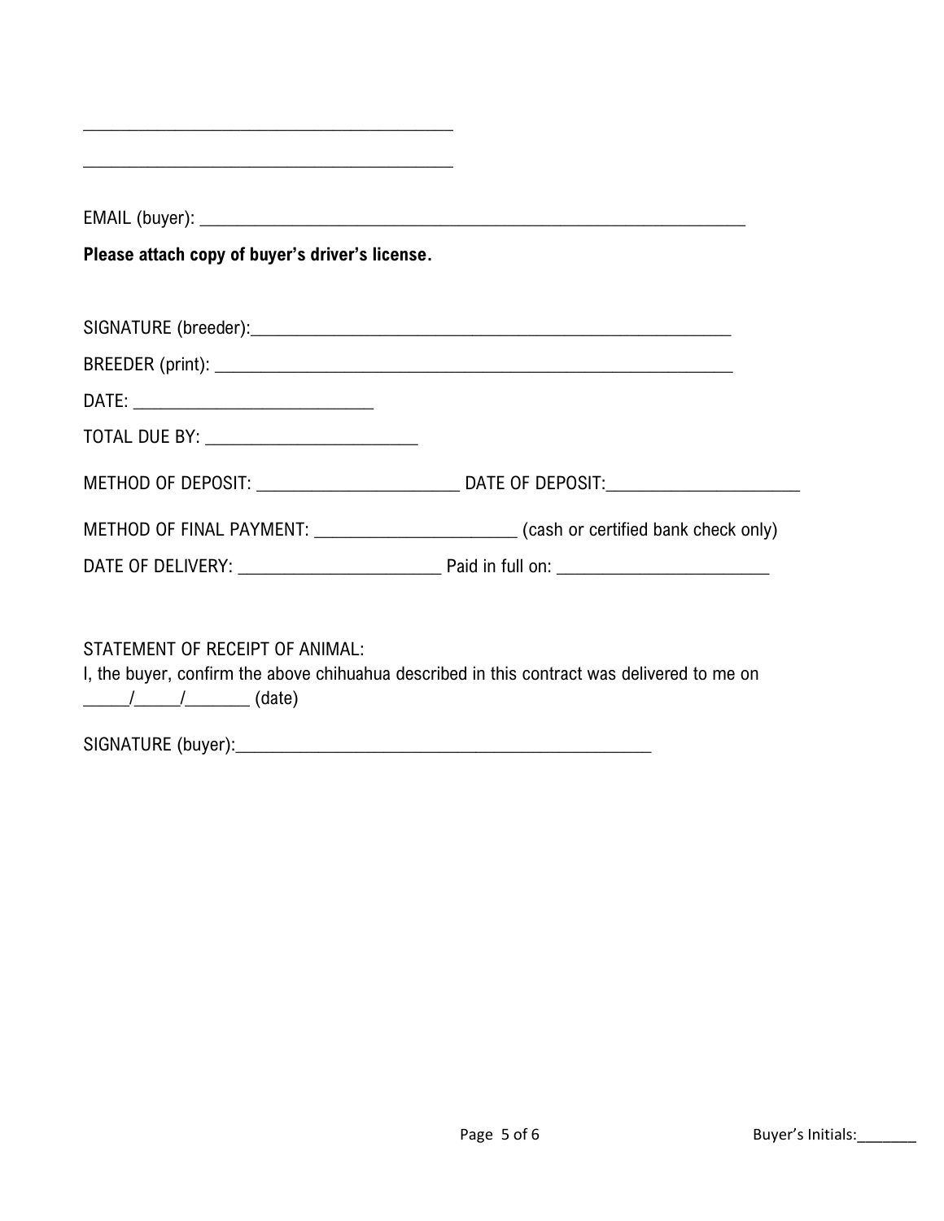\_\_\_\_\_\_\_\_\_\_\_\_\_\_\_\_\_\_\_\_\_\_\_\_\_\_\_\_\_\_\_\_\_\_\_\_\_\_\_\_

\_\_\_\_\_\_\_\_\_\_\_\_\_\_\_\_\_\_\_\_\_\_\_\_\_\_\_\_\_\_\_\_\_\_\_\_\_\_\_\_

EMAIL (buyer): \_\_\_\_\_\_\_\_\_\_\_\_\_\_\_\_\_\_\_\_\_\_\_\_\_\_\_\_\_\_\_\_\_\_\_\_\_\_\_\_\_\_\_\_\_\_\_\_\_\_\_\_\_\_\_\_\_\_

**Please attach copy of buyer's driver's license.**

SIGNATURE (breeder):\_\_\_\_\_\_\_\_\_\_\_\_\_\_\_\_\_\_\_\_\_\_\_\_\_\_\_\_\_\_\_\_\_\_\_\_\_\_\_\_\_\_\_\_\_\_\_\_

BREEDER (print): \_\_\_\_\_\_\_\_\_\_\_\_\_\_\_\_\_\_\_\_\_\_\_\_\_\_\_\_\_\_\_\_\_\_\_\_\_\_\_\_\_\_\_\_\_\_\_\_\_\_\_\_

DATE: \_\_\_\_\_\_\_\_\_\_\_\_\_\_\_\_\_\_\_\_\_\_\_\_\_

TOTAL DUE BY: \_\_\_\_\_\_\_\_\_\_\_\_\_\_\_\_\_\_\_\_\_

METHOD OF DEPOSIT: \_\_\_\_\_\_\_\_\_\_\_\_\_\_\_\_\_\_\_\_ DATE OF DEPOSIT:\_\_\_\_\_\_\_\_\_\_\_\_\_\_\_\_\_\_\_\_

METHOD OF FINAL PAYMENT: \_\_\_\_\_\_\_\_\_\_\_\_\_\_\_\_\_\_\_\_ (cash or certified bank check only)

DATE OF DELIVERY: \_\_\_\_\_\_\_\_\_\_\_\_\_\_\_\_\_\_\_\_ Paid in full on: \_\_\_\_\_\_\_\_\_\_\_\_\_\_\_\_\_\_\_\_\_

STATEMENT OF RECEIPT OF ANIMAL:
I, the buyer, confirm the above chihuahua described in this contract was delivered to me on \_\_\_\_\_/\_\_\_\_\_/\_\_\_\_\_\_\_ (date)

SIGNATURE (buyer):\_\_\_\_\_\_\_\_\_\_\_\_\_\_\_\_\_\_\_\_\_\_\_\_\_\_\_\_\_\_\_\_\_\_\_\_\_\_\_\_\_\_\_

Buyer's Initials:\_\_\_\_\_\_\_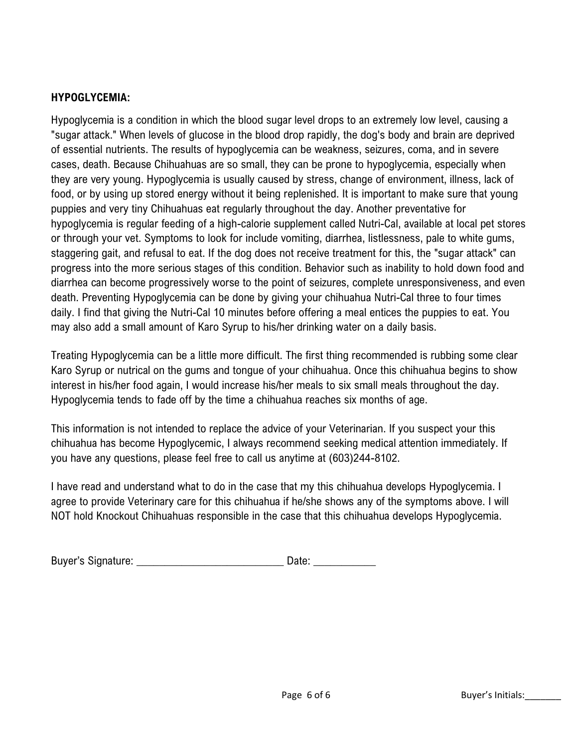**HYPOGLYCEMIA:**

Hypoglycemia is a condition in which the blood sugar level drops to an extremely low level, causing a "sugar attack." When levels of glucose in the blood drop rapidly, the dog's body and brain are deprived of essential nutrients. The results of hypoglycemia can be weakness, seizures, coma, and in severe cases, death. Because Chihuahuas are so small, they can be prone to hypoglycemia, especially when they are very young. Hypoglycemia is usually caused by stress, change of environment, illness, lack of food, or by using up stored energy without it being replenished. It is important to make sure that young puppies and very tiny Chihuahuas eat regularly throughout the day. Another preventative for hypoglycemia is regular feeding of a high-calorie supplement called Nutri-Cal, available at local pet stores or through your vet. Symptoms to look for include vomiting, diarrhea, listlessness, pale to white gums, staggering gait, and refusal to eat. If the dog does not receive treatment for this, the "sugar attack" can progress into the more serious stages of this condition. Behavior such as inability to hold down food and diarrhea can become progressively worse to the point of seizures, complete unresponsiveness, and even death. Preventing Hypoglycemia can be done by giving your chihuahua Nutri-Cal three to four times daily. I find that giving the Nutri-Cal 10 minutes before offering a meal entices the puppies to eat. You may also add a small amount of Karo Syrup to his/her drinking water on a daily basis.

Treating Hypoglycemia can be a little more difficult. The first thing recommended is rubbing some clear Karo Syrup or nutrical on the gums and tongue of your chihuahua. Once this chihuahua begins to show interest in his/her food again, I would increase his/her meals to six small meals throughout the day. Hypoglycemia tends to fade off by the time a chihuahua reaches six months of age.

This information is not intended to replace the advice of your Veterinarian. If you suspect your this chihuahua has become Hypoglycemic, I always recommend seeking medical attention immediately. If you have any questions, please feel free to call us anytime at (603)244-8102.

I have read and understand what to do in the case that my this chihuahua develops Hypoglycemia. I agree to provide Veterinary care for this chihuahua if he/she shows any of the symptoms above. I will NOT hold Knockout Chihuahuas responsible in the case that this chihuahua develops Hypoglycemia.

Buyer's Signature: ___________________________ Date: ___________

Buyer's Initials:_______